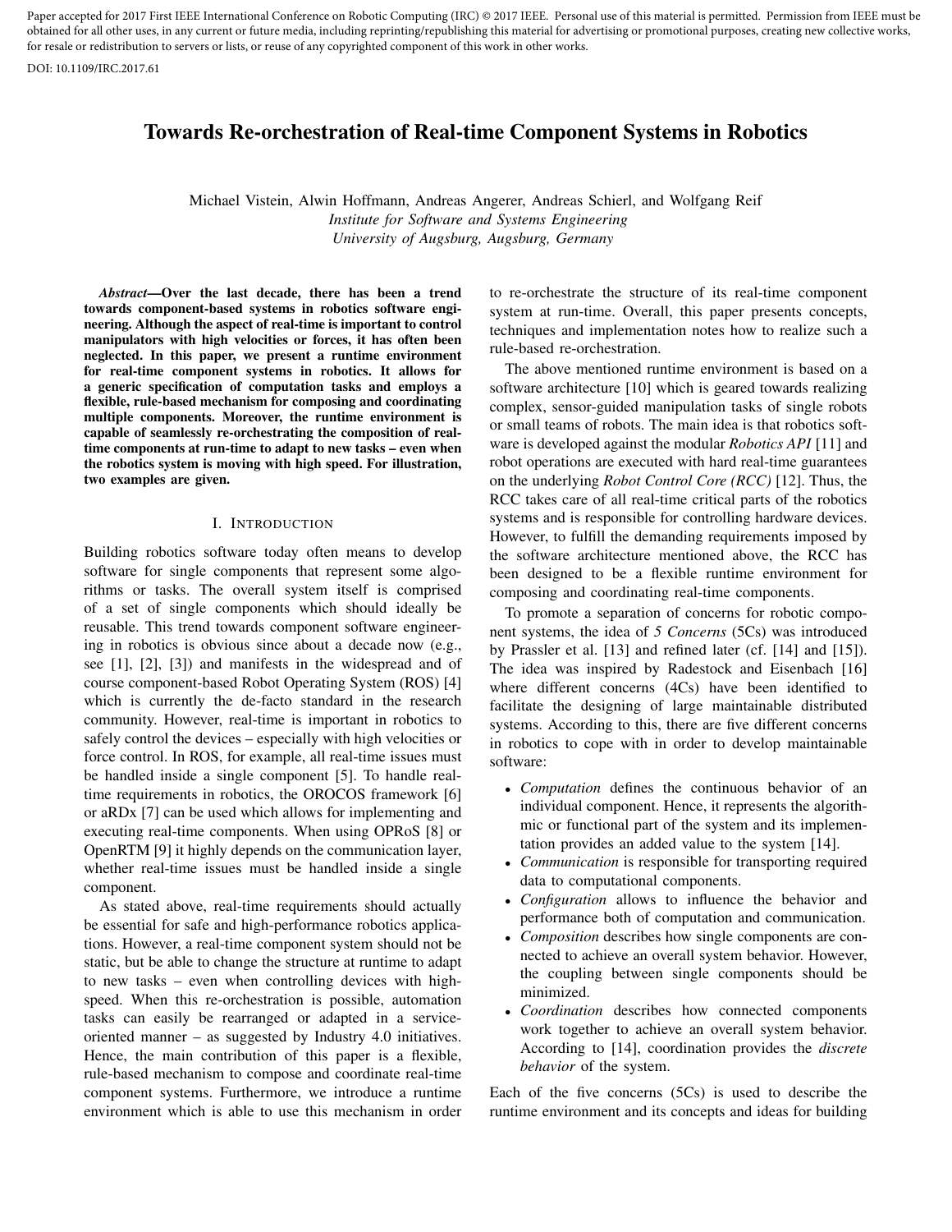Paper accepted for 2017 First IEEE International Conference on Robotic Computing (IRC) © 2017 IEEE. Personal use of this material is permitted. Permission from IEEE must be obtained for all other uses, in any current or future media, including reprinting/republishing this material for advertising or promotional purposes, creating new collective works, for resale or redistribution to servers or lists, or reuse of any copyrighted component of this work in other works.

DOI: 10.1109/IRC.2017.61

# Towards Re-orchestration of Real-time Component Systems in Robotics

Michael Vistein, Alwin Hoffmann, Andreas Angerer, Andreas Schierl, and Wolfgang Reif
*Institute for Software and Systems Engineering*
*University of Augsburg, Augsburg, Germany*

***Abstract*—Over the last decade, there has been a trend towards component-based systems in robotics software engineering. Although the aspect of real-time is important to control manipulators with high velocities or forces, it has often been neglected. In this paper, we present a runtime environment for real-time component systems in robotics. It allows for a generic specification of computation tasks and employs a flexible, rule-based mechanism for composing and coordinating multiple components. Moreover, the runtime environment is capable of seamlessly re-orchestrating the composition of real-time components at run-time to adapt to new tasks – even when the robotics system is moving with high speed. For illustration, two examples are given.**

## I. Introduction

Building robotics software today often means to develop software for single components that represent some algorithms or tasks. The overall system itself is comprised of a set of single components which should ideally be reusable. This trend towards component software engineering in robotics is obvious since about a decade now (e.g., see [1], [2], [3]) and manifests in the widespread and of course component-based Robot Operating System (ROS) [4] which is currently the de-facto standard in the research community. However, real-time is important in robotics to safely control the devices – especially with high velocities or force control. In ROS, for example, all real-time issues must be handled inside a single component [5]. To handle real-time requirements in robotics, the OROCOS framework [6] or aRDx [7] can be used which allows for implementing and executing real-time components. When using OPRoS [8] or OpenRTM [9] it highly depends on the communication layer, whether real-time issues must be handled inside a single component.

As stated above, real-time requirements should actually be essential for safe and high-performance robotics applications. However, a real-time component system should not be static, but be able to change the structure at runtime to adapt to new tasks – even when controlling devices with high-speed. When this re-orchestration is possible, automation tasks can easily be rearranged or adapted in a service-oriented manner – as suggested by Industry 4.0 initiatives. Hence, the main contribution of this paper is a flexible, rule-based mechanism to compose and coordinate real-time component systems. Furthermore, we introduce a runtime environment which is able to use this mechanism in order to re-orchestrate the structure of its real-time component system at run-time. Overall, this paper presents concepts, techniques and implementation notes how to realize such a rule-based re-orchestration.

The above mentioned runtime environment is based on a software architecture [10] which is geared towards realizing complex, sensor-guided manipulation tasks of single robots or small teams of robots. The main idea is that robotics software is developed against the modular *Robotics API* [11] and robot operations are executed with hard real-time guarantees on the underlying *Robot Control Core (RCC)* [12]. Thus, the RCC takes care of all real-time critical parts of the robotics systems and is responsible for controlling hardware devices. However, to fulfill the demanding requirements imposed by the software architecture mentioned above, the RCC has been designed to be a flexible runtime environment for composing and coordinating real-time components.

To promote a separation of concerns for robotic component systems, the idea of *5 Concerns* (5Cs) was introduced by Prassler et al. [13] and refined later (cf. [14] and [15]). The idea was inspired by Radestock and Eisenbach [16] where different concerns (4Cs) have been identified to facilitate the designing of large maintainable distributed systems. According to this, there are five different concerns in robotics to cope with in order to develop maintainable software:

- *Computation* defines the continuous behavior of an individual component. Hence, it represents the algorithmic or functional part of the system and its implementation provides an added value to the system [14].
- *Communication* is responsible for transporting required data to computational components.
- *Configuration* allows to influence the behavior and performance both of computation and communication.
- *Composition* describes how single components are connected to achieve an overall system behavior. However, the coupling between single components should be minimized.
- *Coordination* describes how connected components work together to achieve an overall system behavior. According to [14], coordination provides the *discrete behavior* of the system.

Each of the five concerns (5Cs) is used to describe the runtime environment and its concepts and ideas for building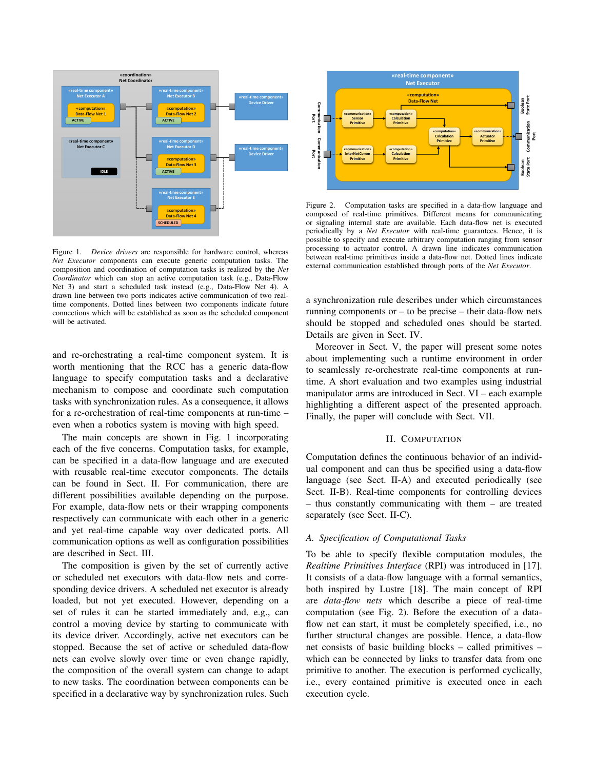Figure 1. *Device drivers* are responsible for hardware control, whereas *Net Executor* components can execute generic computation tasks. The composition and coordination of computation tasks is realized by the *Net Coordinator* which can stop an active computation task (e.g., Data-Flow Net 3) and start a scheduled task instead (e.g., Data-Flow Net 4). A drawn line between two ports indicates active communication of two real-time components. Dotted lines between two components indicate future connections which will be established as soon as the scheduled component will be activated.

and re-orchestrating a real-time component system. It is worth mentioning that the RCC has a generic data-flow language to specify computation tasks and a declarative mechanism to compose and coordinate such computation tasks with synchronization rules. As a consequence, it allows for a re-orchestration of real-time components at run-time – even when a robotics system is moving with high speed.

The main concepts are shown in Fig. 1 incorporating each of the five concerns. Computation tasks, for example, can be specified in a data-flow language and are executed with reusable real-time executor components. The details can be found in Sect. II. For communication, there are different possibilities available depending on the purpose. For example, data-flow nets or their wrapping components respectively can communicate with each other in a generic and yet real-time capable way over dedicated ports. All communication options as well as configuration possibilities are described in Sect. III.

The composition is given by the set of currently active or scheduled net executors with data-flow nets and corresponding device drivers. A scheduled net executor is already loaded, but not yet executed. However, depending on a set of rules it can be started immediately and, e.g., can control a moving device by starting to communicate with its device driver. Accordingly, active net executors can be stopped. Because the set of active or scheduled data-flow nets can evolve slowly over time or even change rapidly, the composition of the overall system can change to adapt to new tasks. The coordination between components can be specified in a declarative way by synchronization rules. Such

Figure 2. Computation tasks are specified in a data-flow language and composed of real-time primitives. Different means for communicating or signaling internal state are available. Each data-flow net is executed periodically by a *Net Executor* with real-time guarantees. Hence, it is possible to specify and execute arbitrary computation ranging from sensor processing to actuator control. A drawn line indicates communication between real-time primitives inside a data-flow net. Dotted lines indicate external communication established through ports of the *Net Executor*.

a synchronization rule describes under which circumstances running components or – to be precise – their data-flow nets should be stopped and scheduled ones should be started. Details are given in Sect. IV.

Moreover in Sect. V, the paper will present some notes about implementing such a runtime environment in order to seamlessly re-orchestrate real-time components at run-time. A short evaluation and two examples using industrial manipulator arms are introduced in Sect. VI – each example highlighting a different aspect of the presented approach. Finally, the paper will conclude with Sect. VII.

## II. Computation

Computation defines the continuous behavior of an individual component and can thus be specified using a data-flow language (see Sect. II-A) and executed periodically (see Sect. II-B). Real-time components for controlling devices – thus constantly communicating with them – are treated separately (see Sect. II-C).

### A. Specification of Computational Tasks

To be able to specify flexible computation modules, the *Realtime Primitives Interface* (RPI) was introduced in [17]. It consists of a data-flow language with a formal semantics, both inspired by Lustre [18]. The main concept of RPI are *data-flow nets* which describe a piece of real-time computation (see Fig. 2). Before the execution of a data-flow net can start, it must be completely specified, i.e., no further structural changes are possible. Hence, a data-flow net consists of basic building blocks – called primitives – which can be connected by links to transfer data from one primitive to another. The execution is performed cyclically, i.e., every contained primitive is executed once in each execution cycle.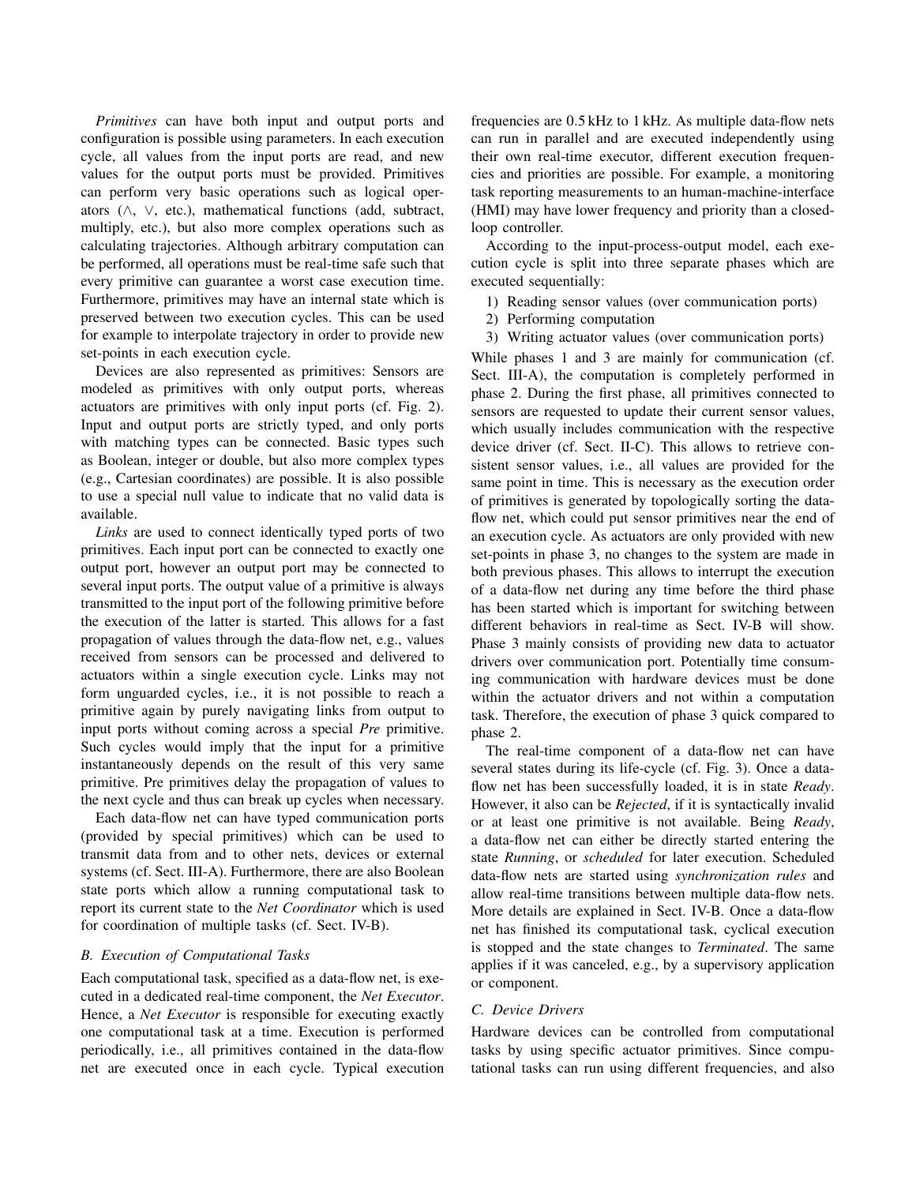*Primitives* can have both input and output ports and configuration is possible using parameters. In each execution cycle, all values from the input ports are read, and new values for the output ports must be provided. Primitives can perform very basic operations such as logical operators ($\wedge$, $\vee$, etc.), mathematical functions (add, subtract, multiply, etc.), but also more complex operations such as calculating trajectories. Although arbitrary computation can be performed, all operations must be real-time safe such that every primitive can guarantee a worst case execution time. Furthermore, primitives may have an internal state which is preserved between two execution cycles. This can be used for example to interpolate trajectory in order to provide new set-points in each execution cycle.

Devices are also represented as primitives: Sensors are modeled as primitives with only output ports, whereas actuators are primitives with only input ports (cf. Fig. 2). Input and output ports are strictly typed, and only ports with matching types can be connected. Basic types such as Boolean, integer or double, but also more complex types (e.g., Cartesian coordinates) are possible. It is also possible to use a special null value to indicate that no valid data is available.

*Links* are used to connect identically typed ports of two primitives. Each input port can be connected to exactly one output port, however an output port may be connected to several input ports. The output value of a primitive is always transmitted to the input port of the following primitive before the execution of the latter is started. This allows for a fast propagation of values through the data-flow net, e.g., values received from sensors can be processed and delivered to actuators within a single execution cycle. Links may not form unguarded cycles, i.e., it is not possible to reach a primitive again by purely navigating links from output to input ports without coming across a special *Pre* primitive. Such cycles would imply that the input for a primitive instantaneously depends on the result of this very same primitive. Pre primitives delay the propagation of values to the next cycle and thus can break up cycles when necessary.

Each data-flow net can have typed communication ports (provided by special primitives) which can be used to transmit data from and to other nets, devices or external systems (cf. Sect. III-A). Furthermore, there are also Boolean state ports which allow a running computational task to report its current state to the *Net Coordinator* which is used for coordination of multiple tasks (cf. Sect. IV-B).

### B. Execution of Computational Tasks

Each computational task, specified as a data-flow net, is executed in a dedicated real-time component, the *Net Executor*. Hence, a *Net Executor* is responsible for executing exactly one computational task at a time. Execution is performed periodically, i.e., all primitives contained in the data-flow net are executed once in each cycle. Typical execution frequencies are 0.5 kHz to 1 kHz. As multiple data-flow nets can run in parallel and are executed independently using their own real-time executor, different execution frequencies and priorities are possible. For example, a monitoring task reporting measurements to an human-machine-interface (HMI) may have lower frequency and priority than a closed-loop controller.

According to the input-process-output model, each execution cycle is split into three separate phases which are executed sequentially:

1) Reading sensor values (over communication ports)
2) Performing computation
3) Writing actuator values (over communication ports)

While phases 1 and 3 are mainly for communication (cf. Sect. III-A), the computation is completely performed in phase 2. During the first phase, all primitives connected to sensors are requested to update their current sensor values, which usually includes communication with the respective device driver (cf. Sect. II-C). This allows to retrieve consistent sensor values, i.e., all values are provided for the same point in time. This is necessary as the execution order of primitives is generated by topologically sorting the data-flow net, which could put sensor primitives near the end of an execution cycle. As actuators are only provided with new set-points in phase 3, no changes to the system are made in both previous phases. This allows to interrupt the execution of a data-flow net during any time before the third phase has been started which is important for switching between different behaviors in real-time as Sect. IV-B will show. Phase 3 mainly consists of providing new data to actuator drivers over communication port. Potentially time consuming communication with hardware devices must be done within the actuator drivers and not within a computation task. Therefore, the execution of phase 3 quick compared to phase 2.

The real-time component of a data-flow net can have several states during its life-cycle (cf. Fig. 3). Once a data-flow net has been successfully loaded, it is in state *Ready*. However, it also can be *Rejected*, if it is syntactically invalid or at least one primitive is not available. Being *Ready*, a data-flow net can either be directly started entering the state *Running*, or *scheduled* for later execution. Scheduled data-flow nets are started using *synchronization rules* and allow real-time transitions between multiple data-flow nets. More details are explained in Sect. IV-B. Once a data-flow net has finished its computational task, cyclical execution is stopped and the state changes to *Terminated*. The same applies if it was canceled, e.g., by a supervisory application or component.

### C. Device Drivers

Hardware devices can be controlled from computational tasks by using specific actuator primitives. Since computational tasks can run using different frequencies, and also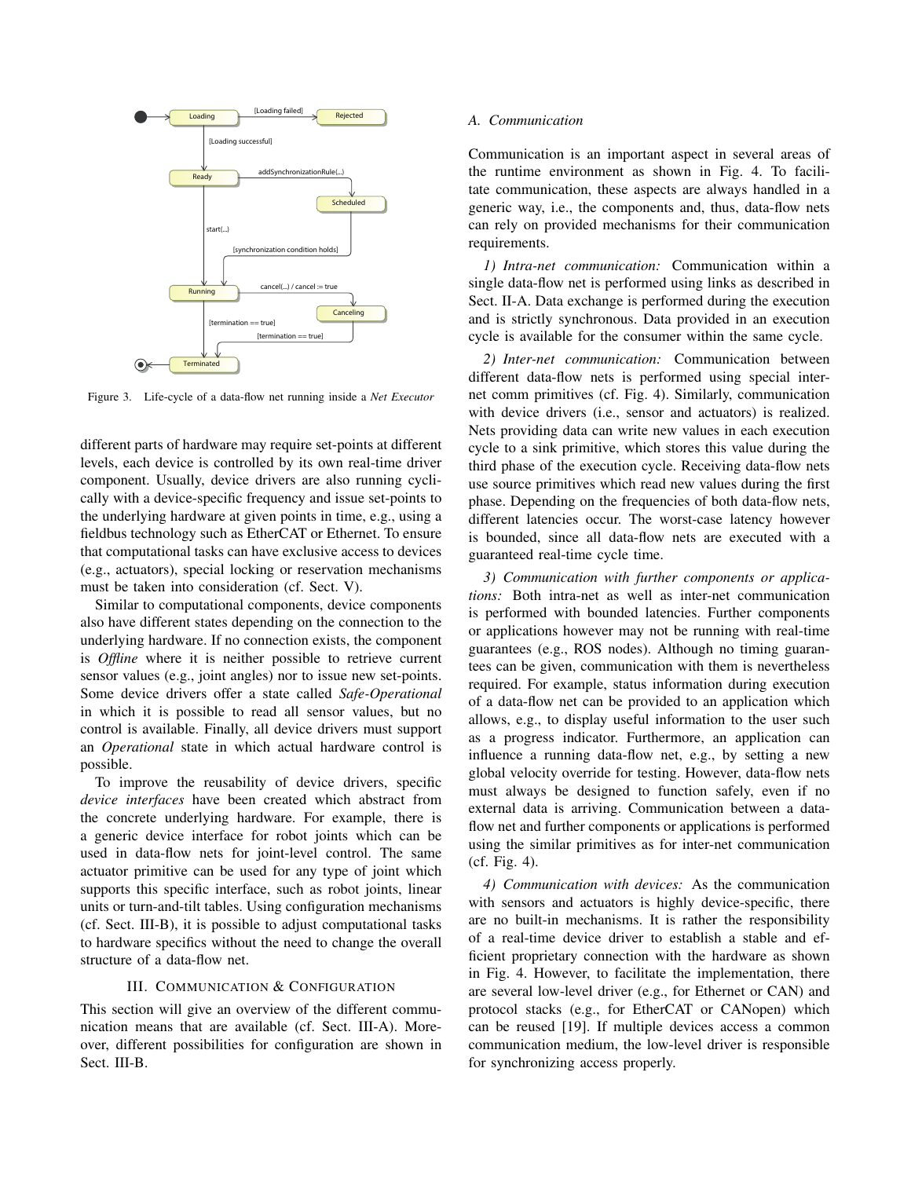Figure 3. Life-cycle of a data-flow net running inside a *Net Executor*

different parts of hardware may require set-points at different levels, each device is controlled by its own real-time driver component. Usually, device drivers are also running cyclically with a device-specific frequency and issue set-points to the underlying hardware at given points in time, e.g., using a fieldbus technology such as EtherCAT or Ethernet. To ensure that computational tasks can have exclusive access to devices (e.g., actuators), special locking or reservation mechanisms must be taken into consideration (cf. Sect. V).

Similar to computational components, device components also have different states depending on the connection to the underlying hardware. If no connection exists, the component is *Offline* where it is neither possible to retrieve current sensor values (e.g., joint angles) nor to issue new set-points. Some device drivers offer a state called *Safe-Operational* in which it is possible to read all sensor values, but no control is available. Finally, all device drivers must support an *Operational* state in which actual hardware control is possible.

To improve the reusability of device drivers, specific *device interfaces* have been created which abstract from the concrete underlying hardware. For example, there is a generic device interface for robot joints which can be used in data-flow nets for joint-level control. The same actuator primitive can be used for any type of joint which supports this specific interface, such as robot joints, linear units or turn-and-tilt tables. Using configuration mechanisms (cf. Sect. III-B), it is possible to adjust computational tasks to hardware specifics without the need to change the overall structure of a data-flow net.

## III. Communication & Configuration

This section will give an overview of the different communication means that are available (cf. Sect. III-A). Moreover, different possibilities for configuration are shown in Sect. III-B.

### A. Communication

Communication is an important aspect in several areas of the runtime environment as shown in Fig. 4. To facilitate communication, these aspects are always handled in a generic way, i.e., the components and, thus, data-flow nets can rely on provided mechanisms for their communication requirements.

*1) Intra-net communication:* Communication within a single data-flow net is performed using links as described in Sect. II-A. Data exchange is performed during the execution and is strictly synchronous. Data provided in an execution cycle is available for the consumer within the same cycle.

*2) Inter-net communication:* Communication between different data-flow nets is performed using special inter-net comm primitives (cf. Fig. 4). Similarly, communication with device drivers (i.e., sensor and actuators) is realized. Nets providing data can write new values in each execution cycle to a sink primitive, which stores this value during the third phase of the execution cycle. Receiving data-flow nets use source primitives which read new values during the first phase. Depending on the frequencies of both data-flow nets, different latencies occur. The worst-case latency however is bounded, since all data-flow nets are executed with a guaranteed real-time cycle time.

*3) Communication with further components or applications:* Both intra-net as well as inter-net communication is performed with bounded latencies. Further components or applications however may not be running with real-time guarantees (e.g., ROS nodes). Although no timing guarantees can be given, communication with them is nevertheless required. For example, status information during execution of a data-flow net can be provided to an application which allows, e.g., to display useful information to the user such as a progress indicator. Furthermore, an application can influence a running data-flow net, e.g., by setting a new global velocity override for testing. However, data-flow nets must always be designed to function safely, even if no external data is arriving. Communication between a data-flow net and further components or applications is performed using the similar primitives as for inter-net communication (cf. Fig. 4).

*4) Communication with devices:* As the communication with sensors and actuators is highly device-specific, there are no built-in mechanisms. It is rather the responsibility of a real-time device driver to establish a stable and efficient proprietary connection with the hardware as shown in Fig. 4. However, to facilitate the implementation, there are several low-level driver (e.g., for Ethernet or CAN) and protocol stacks (e.g., for EtherCAT or CANopen) which can be reused [19]. If multiple devices access a common communication medium, the low-level driver is responsible for synchronizing access properly.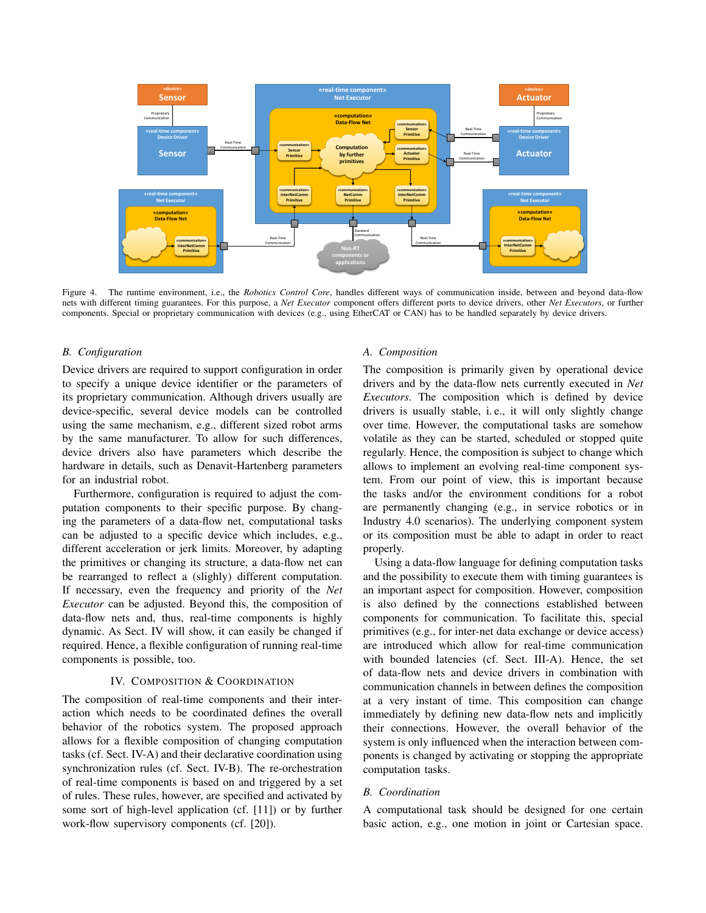Figure 4. The runtime environment, i.e., the *Robotics Control Core*, handles different ways of communication inside, between and beyond data-flow nets with different timing guarantees. For this purpose, a *Net Executor* component offers different ports to device drivers, other *Net Executors*, or further components. Special or proprietary communication with devices (e.g., using EtherCAT or CAN) has to be handled separately by device drivers.

### B. Configuration

Device drivers are required to support configuration in order to specify a unique device identifier or the parameters of its proprietary communication. Although drivers usually are device-specific, several device models can be controlled using the same mechanism, e.g., different sized robot arms by the same manufacturer. To allow for such differences, device drivers also have parameters which describe the hardware in details, such as Denavit-Hartenberg parameters for an industrial robot.

Furthermore, configuration is required to adjust the computation components to their specific purpose. By changing the parameters of a data-flow net, computational tasks can be adjusted to a specific device which includes, e.g., different acceleration or jerk limits. Moreover, by adapting the primitives or changing its structure, a data-flow net can be rearranged to reflect a (slighly) different computation. If necessary, even the frequency and priority of the *Net Executor* can be adjusted. Beyond this, the composition of data-flow nets and, thus, real-time components is highly dynamic. As Sect. IV will show, it can easily be changed if required. Hence, a flexible configuration of running real-time components is possible, too.

## IV. Composition & Coordination

The composition of real-time components and their interaction which needs to be coordinated defines the overall behavior of the robotics system. The proposed approach allows for a flexible composition of changing computation tasks (cf. Sect. IV-A) and their declarative coordination using synchronization rules (cf. Sect. IV-B). The re-orchestration of real-time components is based on and triggered by a set of rules. These rules, however, are specified and activated by some sort of high-level application (cf. [11]) or by further work-flow supervisory components (cf. [20]).

### A. Composition

The composition is primarily given by operational device drivers and by the data-flow nets currently executed in *Net Executors*. The composition which is defined by device drivers is usually stable, i. e., it will only slightly change over time. However, the computational tasks are somehow volatile as they can be started, scheduled or stopped quite regularly. Hence, the composition is subject to change which allows to implement an evolving real-time component system. From our point of view, this is important because the tasks and/or the environment conditions for a robot are permanently changing (e.g., in service robotics or in Industry 4.0 scenarios). The underlying component system or its composition must be able to adapt in order to react properly.

Using a data-flow language for defining computation tasks and the possibility to execute them with timing guarantees is an important aspect for composition. However, composition is also defined by the connections established between components for communication. To facilitate this, special primitives (e.g., for inter-net data exchange or device access) are introduced which allow for real-time communication with bounded latencies (cf. Sect. III-A). Hence, the set of data-flow nets and device drivers in combination with communication channels in between defines the composition at a very instant of time. This composition can change immediately by defining new data-flow nets and implicitly their connections. However, the overall behavior of the system is only influenced when the interaction between components is changed by activating or stopping the appropriate computation tasks.

### B. Coordination

A computational task should be designed for one certain basic action, e.g., one motion in joint or Cartesian space.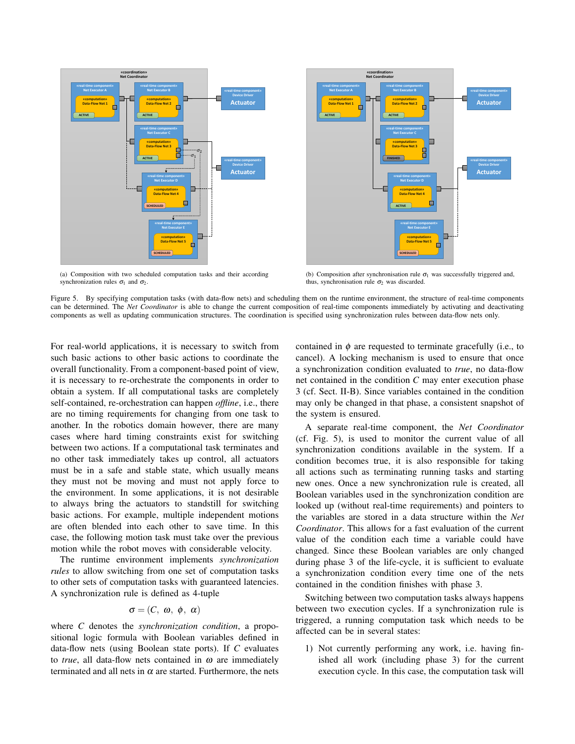(a) Composition with two scheduled computation tasks and their according synchronization rules $\sigma_1$ and $\sigma_2$.

(b) Composition after synchronisation rule $\sigma_1$ was successfully triggered and, thus, synchronisation rule $\sigma_2$ was discarded.

Figure 5. By specifying computation tasks (with data-flow nets) and scheduling them on the runtime environment, the structure of real-time components can be determined. The *Net Coordinator* is able to change the current composition of real-time components immediately by activating and deactivating components as well as updating communication structures. The coordination is specified using synchronization rules between data-flow nets only.

For real-world applications, it is necessary to switch from such basic actions to other basic actions to coordinate the overall functionality. From a component-based point of view, it is necessary to re-orchestrate the components in order to obtain a system. If all computational tasks are completely self-contained, re-orchestration can happen *offline*, i.e., there are no timing requirements for changing from one task to another. In the robotics domain however, there are many cases where hard timing constraints exist for switching between two actions. If a computational task terminates and no other task immediately takes up control, all actuators must be in a safe and stable state, which usually means they must not be moving and must not apply force to the environment. In some applications, it is not desirable to always bring the actuators to standstill for switching basic actions. For example, multiple independent motions are often blended into each other to save time. In this case, the following motion task must take over the previous motion while the robot moves with considerable velocity.

The runtime environment implements *synchronization rules* to allow switching from one set of computation tasks to other sets of computation tasks with guaranteed latencies. A synchronization rule is defined as 4-tuple

$$\sigma = (C,\ \omega,\ \phi,\ \alpha)$$

where $C$ denotes the *synchronization condition*, a propositional logic formula with Boolean variables defined in data-flow nets (using Boolean state ports). If $C$ evaluates to *true*, all data-flow nets contained in $\omega$ are immediately terminated and all nets in $\alpha$ are started. Furthermore, the nets contained in $\phi$ are requested to terminate gracefully (i.e., to cancel). A locking mechanism is used to ensure that once a synchronization condition evaluated to *true*, no data-flow net contained in the condition $C$ may enter execution phase 3 (cf. Sect. II-B). Since variables contained in the condition may only be changed in that phase, a consistent snapshot of the system is ensured.

A separate real-time component, the *Net Coordinator* (cf. Fig. 5), is used to monitor the current value of all synchronization conditions available in the system. If a condition becomes true, it is also responsible for taking all actions such as terminating running tasks and starting new ones. Once a new synchronization rule is created, all Boolean variables used in the synchronization condition are looked up (without real-time requirements) and pointers to the variables are stored in a data structure within the *Net Coordinator*. This allows for a fast evaluation of the current value of the condition each time a variable could have changed. Since these Boolean variables are only changed during phase 3 of the life-cycle, it is sufficient to evaluate a synchronization condition every time one of the nets contained in the condition finishes with phase 3.

Switching between two computation tasks always happens between two execution cycles. If a synchronization rule is triggered, a running computation task which needs to be affected can be in several states:

1) Not currently performing any work, i.e. having finished all work (including phase 3) for the current execution cycle. In this case, the computation task will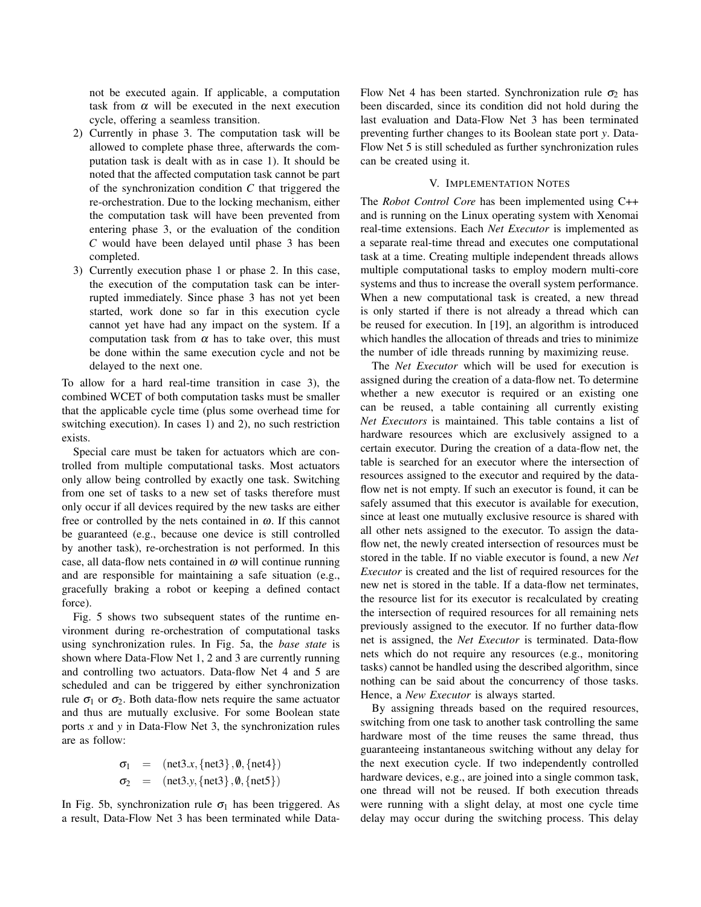not be executed again. If applicable, a computation task from $\alpha$ will be executed in the next execution cycle, offering a seamless transition.

2) Currently in phase 3. The computation task will be allowed to complete phase three, afterwards the computation task is dealt with as in case 1). It should be noted that the affected computation task cannot be part of the synchronization condition $C$ that triggered the re-orchestration. Due to the locking mechanism, either the computation task will have been prevented from entering phase 3, or the evaluation of the condition $C$ would have been delayed until phase 3 has been completed.
3) Currently execution phase 1 or phase 2. In this case, the execution of the computation task can be interrupted immediately. Since phase 3 has not yet been started, work done so far in this execution cycle cannot yet have had any impact on the system. If a computation task from $\alpha$ has to take over, this must be done within the same execution cycle and not be delayed to the next one.

To allow for a hard real-time transition in case 3), the combined WCET of both computation tasks must be smaller that the applicable cycle time (plus some overhead time for switching execution). In cases 1) and 2), no such restriction exists.

Special care must be taken for actuators which are controlled from multiple computational tasks. Most actuators only allow being controlled by exactly one task. Switching from one set of tasks to a new set of tasks therefore must only occur if all devices required by the new tasks are either free or controlled by the nets contained in $\omega$. If this cannot be guaranteed (e.g., because one device is still controlled by another task), re-orchestration is not performed. In this case, all data-flow nets contained in $\omega$ will continue running and are responsible for maintaining a safe situation (e.g., gracefully braking a robot or keeping a defined contact force).

Fig. 5 shows two subsequent states of the runtime environment during re-orchestration of computational tasks using synchronization rules. In Fig. 5a, the *base state* is shown where Data-Flow Net 1, 2 and 3 are currently running and controlling two actuators. Data-flow Net 4 and 5 are scheduled and can be triggered by either synchronization rule $\sigma_1$ or $\sigma_2$. Both data-flow nets require the same actuator and thus are mutually exclusive. For some Boolean state ports $x$ and $y$ in Data-Flow Net 3, the synchronization rules are as follow:

$$\sigma_1 = (\text{net3}.x, \{\text{net3}\}, \emptyset, \{\text{net4}\})$$
$$\sigma_2 = (\text{net3}.y, \{\text{net3}\}, \emptyset, \{\text{net5}\})$$

In Fig. 5b, synchronization rule $\sigma_1$ has been triggered. As a result, Data-Flow Net 3 has been terminated while Data-Flow Net 4 has been started. Synchronization rule $\sigma_2$ has been discarded, since its condition did not hold during the last evaluation and Data-Flow Net 3 has been terminated preventing further changes to its Boolean state port $y$. Data-Flow Net 5 is still scheduled as further synchronization rules can be created using it.

## V. Implementation Notes

The *Robot Control Core* has been implemented using C++ and is running on the Linux operating system with Xenomai real-time extensions. Each *Net Executor* is implemented as a separate real-time thread and executes one computational task at a time. Creating multiple independent threads allows multiple computational tasks to employ modern multi-core systems and thus to increase the overall system performance. When a new computational task is created, a new thread is only started if there is not already a thread which can be reused for execution. In [19], an algorithm is introduced which handles the allocation of threads and tries to minimize the number of idle threads running by maximizing reuse.

The *Net Executor* which will be used for execution is assigned during the creation of a data-flow net. To determine whether a new executor is required or an existing one can be reused, a table containing all currently existing *Net Executors* is maintained. This table contains a list of hardware resources which are exclusively assigned to a certain executor. During the creation of a data-flow net, the table is searched for an executor where the intersection of resources assigned to the executor and required by the data-flow net is not empty. If such an executor is found, it can be safely assumed that this executor is available for execution, since at least one mutually exclusive resource is shared with all other nets assigned to the executor. To assign the data-flow net, the newly created intersection of resources must be stored in the table. If no viable executor is found, a new *Net Executor* is created and the list of required resources for the new net is stored in the table. If a data-flow net terminates, the resource list for its executor is recalculated by creating the intersection of required resources for all remaining nets previously assigned to the executor. If no further data-flow net is assigned, the *Net Executor* is terminated. Data-flow nets which do not require any resources (e.g., monitoring tasks) cannot be handled using the described algorithm, since nothing can be said about the concurrency of those tasks. Hence, a *New Executor* is always started.

By assigning threads based on the required resources, switching from one task to another task controlling the same hardware most of the time reuses the same thread, thus guaranteeing instantaneous switching without any delay for the next execution cycle. If two independently controlled hardware devices, e.g., are joined into a single common task, one thread will not be reused. If both execution threads were running with a slight delay, at most one cycle time delay may occur during the switching process. This delay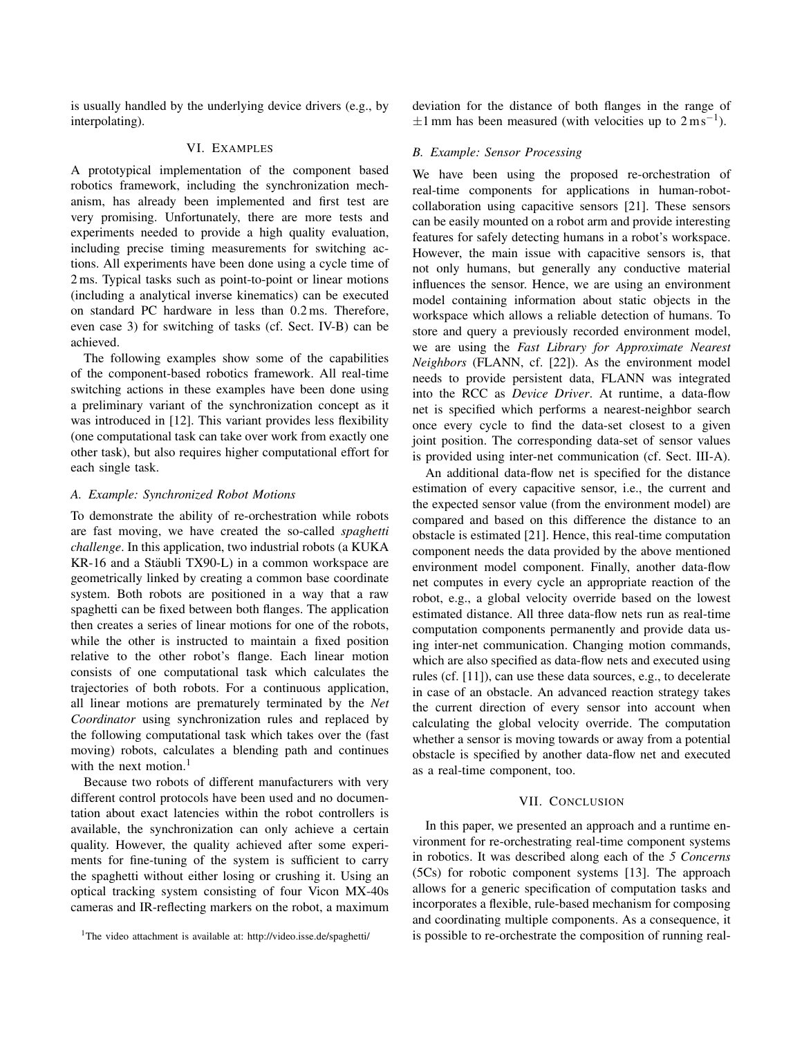is usually handled by the underlying device drivers (e.g., by interpolating).

## VI. Examples

A prototypical implementation of the component based robotics framework, including the synchronization mechanism, has already been implemented and first test are very promising. Unfortunately, there are more tests and experiments needed to provide a high quality evaluation, including precise timing measurements for switching actions. All experiments have been done using a cycle time of 2 ms. Typical tasks such as point-to-point or linear motions (including a analytical inverse kinematics) can be executed on standard PC hardware in less than 0.2 ms. Therefore, even case 3) for switching of tasks (cf. Sect. IV-B) can be achieved.

The following examples show some of the capabilities of the component-based robotics framework. All real-time switching actions in these examples have been done using a preliminary variant of the synchronization concept as it was introduced in [12]. This variant provides less flexibility (one computational task can take over work from exactly one other task), but also requires higher computational effort for each single task.

### A. Example: Synchronized Robot Motions

To demonstrate the ability of re-orchestration while robots are fast moving, we have created the so-called *spaghetti challenge*. In this application, two industrial robots (a KUKA KR-16 and a Stäubli TX90-L) in a common workspace are geometrically linked by creating a common base coordinate system. Both robots are positioned in a way that a raw spaghetti can be fixed between both flanges. The application then creates a series of linear motions for one of the robots, while the other is instructed to maintain a fixed position relative to the other robot's flange. Each linear motion consists of one computational task which calculates the trajectories of both robots. For a continuous application, all linear motions are prematurely terminated by the *Net Coordinator* using synchronization rules and replaced by the following computational task which takes over the (fast moving) robots, calculates a blending path and continues with the next motion.[1]

Because two robots of different manufacturers with very different control protocols have been used and no documentation about exact latencies within the robot controllers is available, the synchronization can only achieve a certain quality. However, the quality achieved after some experiments for fine-tuning of the system is sufficient to carry the spaghetti without either losing or crushing it. Using an optical tracking system consisting of four Vicon MX-40s cameras and IR-reflecting markers on the robot, a maximum deviation for the distance of both flanges in the range of $\pm 1$ mm has been measured (with velocities up to $2\,\mathrm{m\,s^{-1}}$).

### B. Example: Sensor Processing

We have been using the proposed re-orchestration of real-time components for applications in human-robot-collaboration using capacitive sensors [21]. These sensors can be easily mounted on a robot arm and provide interesting features for safely detecting humans in a robot's workspace. However, the main issue with capacitive sensors is, that not only humans, but generally any conductive material influences the sensor. Hence, we are using an environment model containing information about static objects in the workspace which allows a reliable detection of humans. To store and query a previously recorded environment model, we are using the *Fast Library for Approximate Nearest Neighbors* (FLANN, cf. [22]). As the environment model needs to provide persistent data, FLANN was integrated into the RCC as *Device Driver*. At runtime, a data-flow net is specified which performs a nearest-neighbor search once every cycle to find the data-set closest to a given joint position. The corresponding data-set of sensor values is provided using inter-net communication (cf. Sect. III-A).

An additional data-flow net is specified for the distance estimation of every capacitive sensor, i.e., the current and the expected sensor value (from the environment model) are compared and based on this difference the distance to an obstacle is estimated [21]. Hence, this real-time computation component needs the data provided by the above mentioned environment model component. Finally, another data-flow net computes in every cycle an appropriate reaction of the robot, e.g., a global velocity override based on the lowest estimated distance. All three data-flow nets run as real-time computation components permanently and provide data using inter-net communication. Changing motion commands, which are also specified as data-flow nets and executed using rules (cf. [11]), can use these data sources, e.g., to decelerate in case of an obstacle. An advanced reaction strategy takes the current direction of every sensor into account when calculating the global velocity override. The computation whether a sensor is moving towards or away from a potential obstacle is specified by another data-flow net and executed as a real-time component, too.

## VII. Conclusion

In this paper, we presented an approach and a runtime environment for re-orchestrating real-time component systems in robotics. It was described along each of the *5 Concerns* (5Cs) for robotic component systems [13]. The approach allows for a generic specification of computation tasks and incorporates a flexible, rule-based mechanism for composing and coordinating multiple components. As a consequence, it is possible to re-orchestrate the composition of running real-

[1] The video attachment is available at: http://video.isse.de/spaghetti/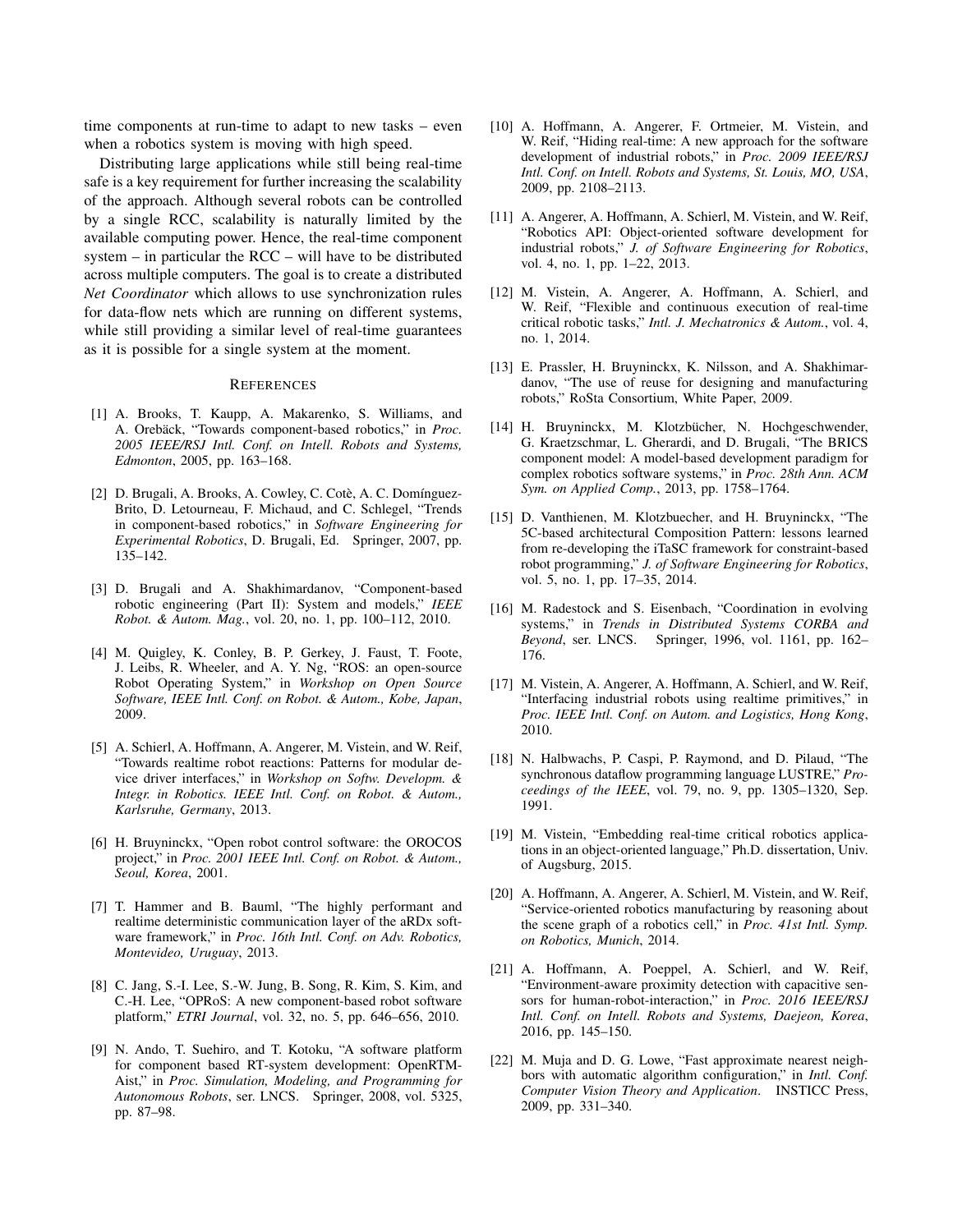time components at run-time to adapt to new tasks – even when a robotics system is moving with high speed.

Distributing large applications while still being real-time safe is a key requirement for further increasing the scalability of the approach. Although several robots can be controlled by a single RCC, scalability is naturally limited by the available computing power. Hence, the real-time component system – in particular the RCC – will have to be distributed across multiple computers. The goal is to create a distributed *Net Coordinator* which allows to use synchronization rules for data-flow nets which are running on different systems, while still providing a similar level of real-time guarantees as it is possible for a single system at the moment.

## REFERENCES

[1] A. Brooks, T. Kaupp, A. Makarenko, S. Williams, and A. Orebäck, "Towards component-based robotics," in *Proc. 2005 IEEE/RSJ Intl. Conf. on Intell. Robots and Systems, Edmonton*, 2005, pp. 163–168.

[2] D. Brugali, A. Brooks, A. Cowley, C. Cotè, A. C. Domínguez-Brito, D. Letourneau, F. Michaud, and C. Schlegel, "Trends in component-based robotics," in *Software Engineering for Experimental Robotics*, D. Brugali, Ed. Springer, 2007, pp. 135–142.

[3] D. Brugali and A. Shakhimardanov, "Component-based robotic engineering (Part II): System and models," *IEEE Robot. & Autom. Mag.*, vol. 20, no. 1, pp. 100–112, 2010.

[4] M. Quigley, K. Conley, B. P. Gerkey, J. Faust, T. Foote, J. Leibs, R. Wheeler, and A. Y. Ng, "ROS: an open-source Robot Operating System," in *Workshop on Open Source Software, IEEE Intl. Conf. on Robot. & Autom., Kobe, Japan*, 2009.

[5] A. Schierl, A. Hoffmann, A. Angerer, M. Vistein, and W. Reif, "Towards realtime robot reactions: Patterns for modular device driver interfaces," in *Workshop on Softw. Developm. & Integr. in Robotics. IEEE Intl. Conf. on Robot. & Autom., Karlsruhe, Germany*, 2013.

[6] H. Bruyninckx, "Open robot control software: the OROCOS project," in *Proc. 2001 IEEE Intl. Conf. on Robot. & Autom., Seoul, Korea*, 2001.

[7] T. Hammer and B. Bauml, "The highly performant and realtime deterministic communication layer of the aRDx software framework," in *Proc. 16th Intl. Conf. on Adv. Robotics, Montevideo, Uruguay*, 2013.

[8] C. Jang, S.-I. Lee, S.-W. Jung, B. Song, R. Kim, S. Kim, and C.-H. Lee, "OPRoS: A new component-based robot software platform," *ETRI Journal*, vol. 32, no. 5, pp. 646–656, 2010.

[9] N. Ando, T. Suehiro, and T. Kotoku, "A software platform for component based RT-system development: OpenRTM-Aist," in *Proc. Simulation, Modeling, and Programming for Autonomous Robots*, ser. LNCS. Springer, 2008, vol. 5325, pp. 87–98.

[10] A. Hoffmann, A. Angerer, F. Ortmeier, M. Vistein, and W. Reif, "Hiding real-time: A new approach for the software development of industrial robots," in *Proc. 2009 IEEE/RSJ Intl. Conf. on Intell. Robots and Systems, St. Louis, MO, USA*, 2009, pp. 2108–2113.

[11] A. Angerer, A. Hoffmann, A. Schierl, M. Vistein, and W. Reif, "Robotics API: Object-oriented software development for industrial robots," *J. of Software Engineering for Robotics*, vol. 4, no. 1, pp. 1–22, 2013.

[12] M. Vistein, A. Angerer, A. Hoffmann, A. Schierl, and W. Reif, "Flexible and continuous execution of real-time critical robotic tasks," *Intl. J. Mechatronics & Autom.*, vol. 4, no. 1, 2014.

[13] E. Prassler, H. Bruyninckx, K. Nilsson, and A. Shakhimardanov, "The use of reuse for designing and manufacturing robots," RoSta Consortium, White Paper, 2009.

[14] H. Bruyninckx, M. Klotzbücher, N. Hochgeschwender, G. Kraetzschmar, L. Gherardi, and D. Brugali, "The BRICS component model: A model-based development paradigm for complex robotics software systems," in *Proc. 28th Ann. ACM Sym. on Applied Comp.*, 2013, pp. 1758–1764.

[15] D. Vanthienen, M. Klotzbuecher, and H. Bruyninckx, "The 5C-based architectural Composition Pattern: lessons learned from re-developing the iTaSC framework for constraint-based robot programming," *J. of Software Engineering for Robotics*, vol. 5, no. 1, pp. 17–35, 2014.

[16] M. Radestock and S. Eisenbach, "Coordination in evolving systems," in *Trends in Distributed Systems CORBA and Beyond*, ser. LNCS. Springer, 1996, vol. 1161, pp. 162–176.

[17] M. Vistein, A. Angerer, A. Hoffmann, A. Schierl, and W. Reif, "Interfacing industrial robots using realtime primitives," in *Proc. IEEE Intl. Conf. on Autom. and Logistics, Hong Kong*, 2010.

[18] N. Halbwachs, P. Caspi, P. Raymond, and D. Pilaud, "The synchronous dataflow programming language LUSTRE," *Proceedings of the IEEE*, vol. 79, no. 9, pp. 1305–1320, Sep. 1991.

[19] M. Vistein, "Embedding real-time critical robotics applications in an object-oriented language," Ph.D. dissertation, Univ. of Augsburg, 2015.

[20] A. Hoffmann, A. Angerer, A. Schierl, M. Vistein, and W. Reif, "Service-oriented robotics manufacturing by reasoning about the scene graph of a robotics cell," in *Proc. 41st Intl. Symp. on Robotics, Munich*, 2014.

[21] A. Hoffmann, A. Poeppel, A. Schierl, and W. Reif, "Environment-aware proximity detection with capacitive sensors for human-robot-interaction," in *Proc. 2016 IEEE/RSJ Intl. Conf. on Intell. Robots and Systems, Daejeon, Korea*, 2016, pp. 145–150.

[22] M. Muja and D. G. Lowe, "Fast approximate nearest neighbors with automatic algorithm configuration," in *Intl. Conf. Computer Vision Theory and Application*. INSTICC Press, 2009, pp. 331–340.